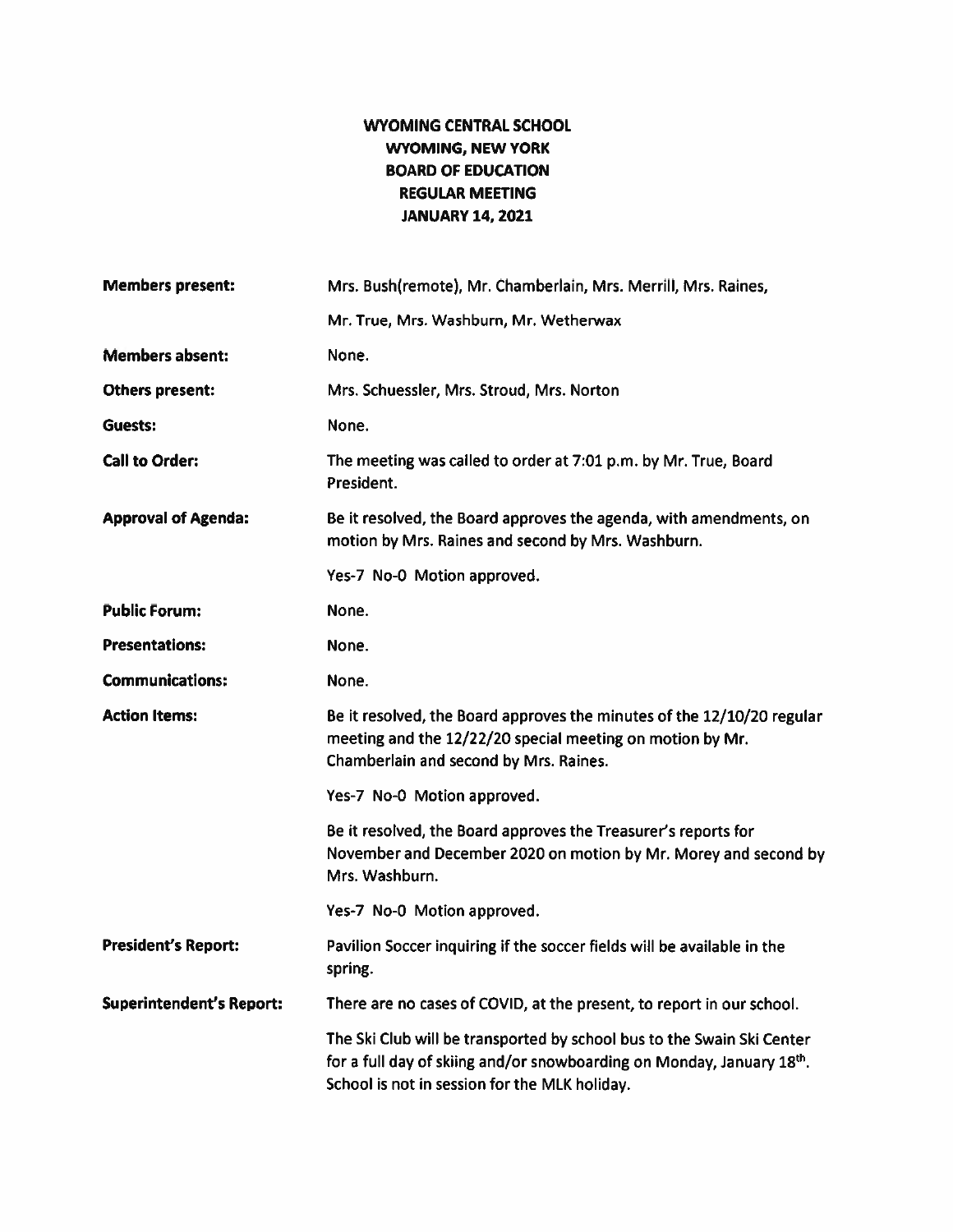# WYOMING CENTRAL SCHOOL
# WYOMING, NEW YORK
# BOARD OF EDUCATION
# REGULAR MEETING
# JANUARY 14, 2021

**Members present:** Mrs. Bush(remote), Mr. Chamberlain, Mrs. Merrill, Mrs. Raines, Mr. True, Mrs. Washburn, Mr. Wetherwax

**Members absent:** None.

**Others present:** Mrs. Schuessler, Mrs. Stroud, Mrs. Norton

**Guests:** None.

**Call to Order:** The meeting was called to order at 7:01 p.m. by Mr. True, Board President.

**Approval of Agenda:** Be it resolved, the Board approves the agenda, with amendments, on motion by Mrs. Raines and second by Mrs. Washburn.

Yes-7 No-0 Motion approved.

**Public Forum:** None.

**Presentations:** None.

**Communications:** None.

**Action Items:** Be it resolved, the Board approves the minutes of the 12/10/20 regular meeting and the 12/22/20 special meeting on motion by Mr. Chamberlain and second by Mrs. Raines.

Yes-7 No-0 Motion approved.

Be it resolved, the Board approves the Treasurer's reports for November and December 2020 on motion by Mr. Morey and second by Mrs. Washburn.

Yes-7 No-0 Motion approved.

**President's Report:** Pavilion Soccer inquiring if the soccer fields will be available in the spring.

**Superintendent's Report:** There are no cases of COVID, at the present, to report in our school.

The Ski Club will be transported by school bus to the Swain Ski Center for a full day of skiing and/or snowboarding on Monday, January 18th. School is not in session for the MLK holiday.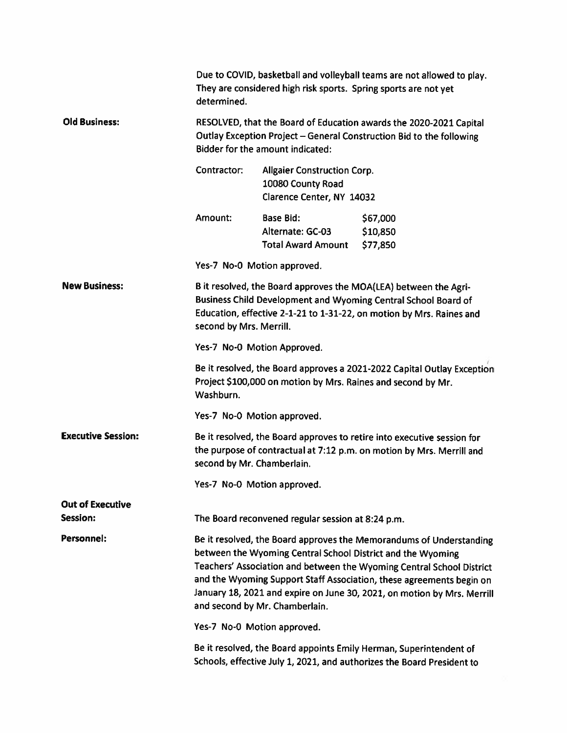Due to COVID, basketball and volleyball teams are not allowed to play. They are considered high risk sports. Spring sports are not yet determined.

**Old Business:**

RESOLVED, that the Board of Education awards the 2020-2021 Capital Outlay Exception Project – General Construction Bid to the following Bidder for the amount indicated:

Contractor: Allgaier Construction Corp.
10080 County Road
Clarence Center, NY 14032

| Amount: | | |
|---|---|---|
| | Base Bid: | $67,000 |
| | Alternate: GC-03 | $10,850 |
| | Total Award Amount | $77,850 |

Yes-7 No-0 Motion approved.

**New Business:**

B it resolved, the Board approves the MOA(LEA) between the Agri-Business Child Development and Wyoming Central School Board of Education, effective 2-1-21 to 1-31-22, on motion by Mrs. Raines and second by Mrs. Merrill.

Yes-7 No-0 Motion Approved.

Be it resolved, the Board approves a 2021-2022 Capital Outlay Exception Project $100,000 on motion by Mrs. Raines and second by Mr. Washburn.

Yes-7 No-0 Motion approved.

**Executive Session:**

Be it resolved, the Board approves to retire into executive session for the purpose of contractual at 7:12 p.m. on motion by Mrs. Merrill and second by Mr. Chamberlain.

Yes-7 No-0 Motion approved.

**Out of Executive Session:**

The Board reconvened regular session at 8:24 p.m.

**Personnel:**

Be it resolved, the Board approves the Memorandums of Understanding between the Wyoming Central School District and the Wyoming Teachers' Association and between the Wyoming Central School District and the Wyoming Support Staff Association, these agreements begin on January 18, 2021 and expire on June 30, 2021, on motion by Mrs. Merrill and second by Mr. Chamberlain.

Yes-7 No-0 Motion approved.

Be it resolved, the Board appoints Emily Herman, Superintendent of Schools, effective July 1, 2021, and authorizes the Board President to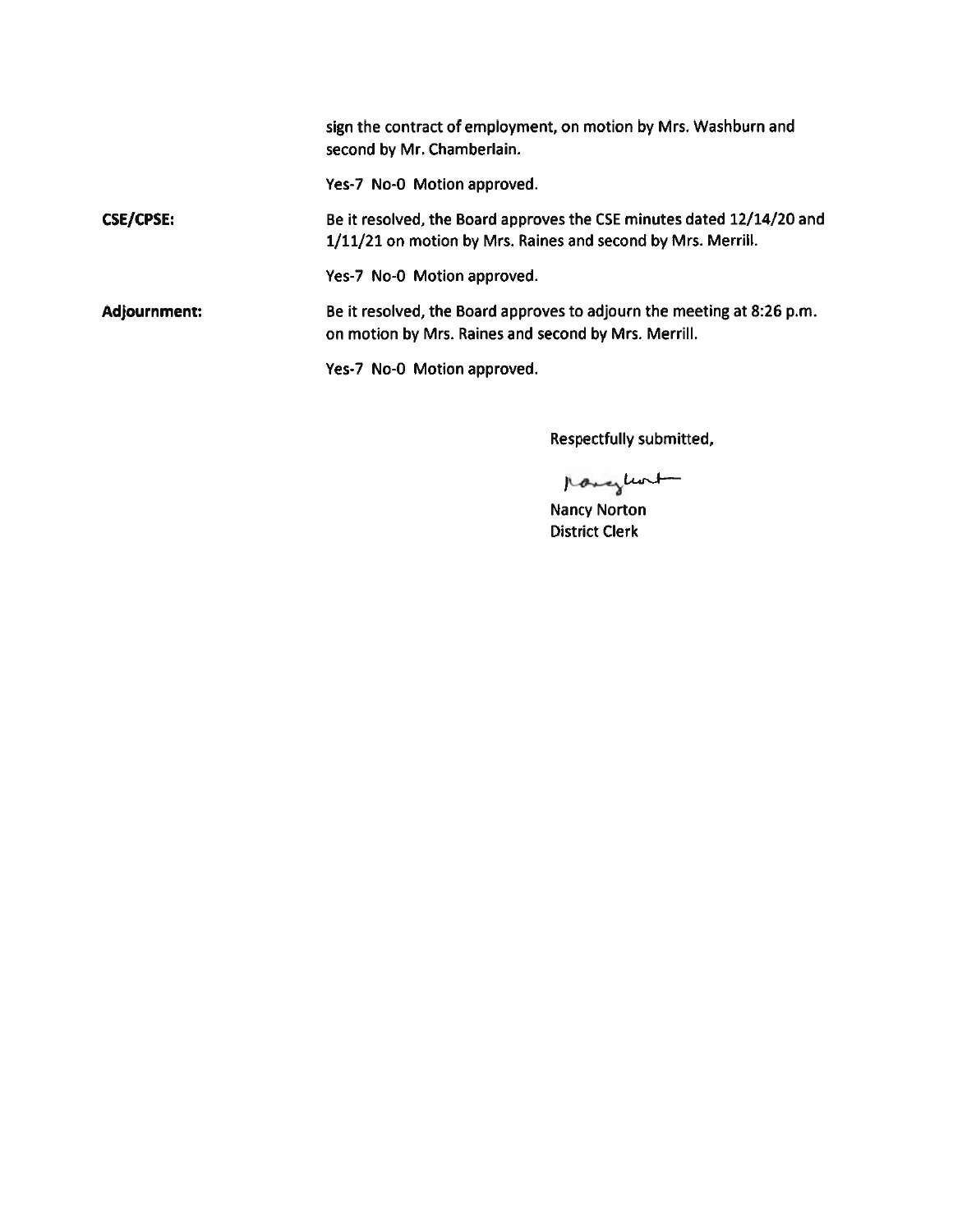sign the contract of employment, on motion by Mrs. Washburn and second by Mr. Chamberlain.

Yes-7 No-0 Motion approved.

**CSE/CPSE:** Be it resolved, the Board approves the CSE minutes dated 12/14/20 and 1/11/21 on motion by Mrs. Raines and second by Mrs. Merrill.

Yes-7 No-0 Motion approved.

**Adjournment:** Be it resolved, the Board approves to adjourn the meeting at 8:26 p.m. on motion by Mrs. Raines and second by Mrs. Merrill.

Yes-7 No-0 Motion approved.

Respectfully submitted,

Nancy Norton
District Clerk